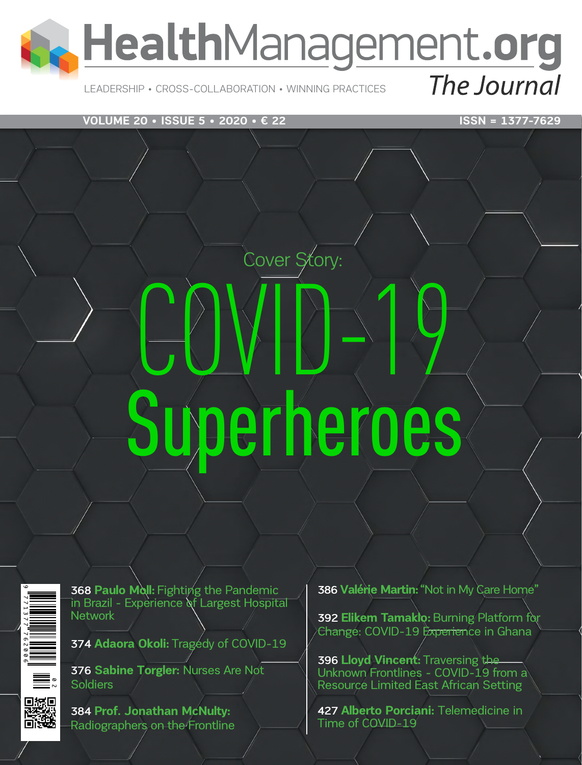# HealthManagement.org

LEADERSHIP • CROSS-COLLABORATION • WINNING PRACTICES

*The Journal*

VOLUME 20 • ISSUE 5 • 2020 • € 22

ISSN = 1377-7629

Cover Story:

# COVID-19 Superheroes

368 **Paulo Moll:** Fighting the Pandemic in Brazil - Experience of Largest Hospital Network

374 **Adaora Okoli:** Tragedy of COVID-19

376 **Sabine Torgler:** Nurses Are Not Soldiers

384 **Prof. Jonathan McNulty:** Radiographers on the Frontline

386 **Valérie Martin:** "Not in My Care Home"

392 **Elikem Tamaklo:** Burning Platform for Change: COVID-19 Experience in Ghana

396 **Lloyd Vincent:** Traversing the Unknown Frontlines - COVID-19 from a Resource Limited East African Setting

427 **Alberto Porciani:** Telemedicine in Time of COVID-19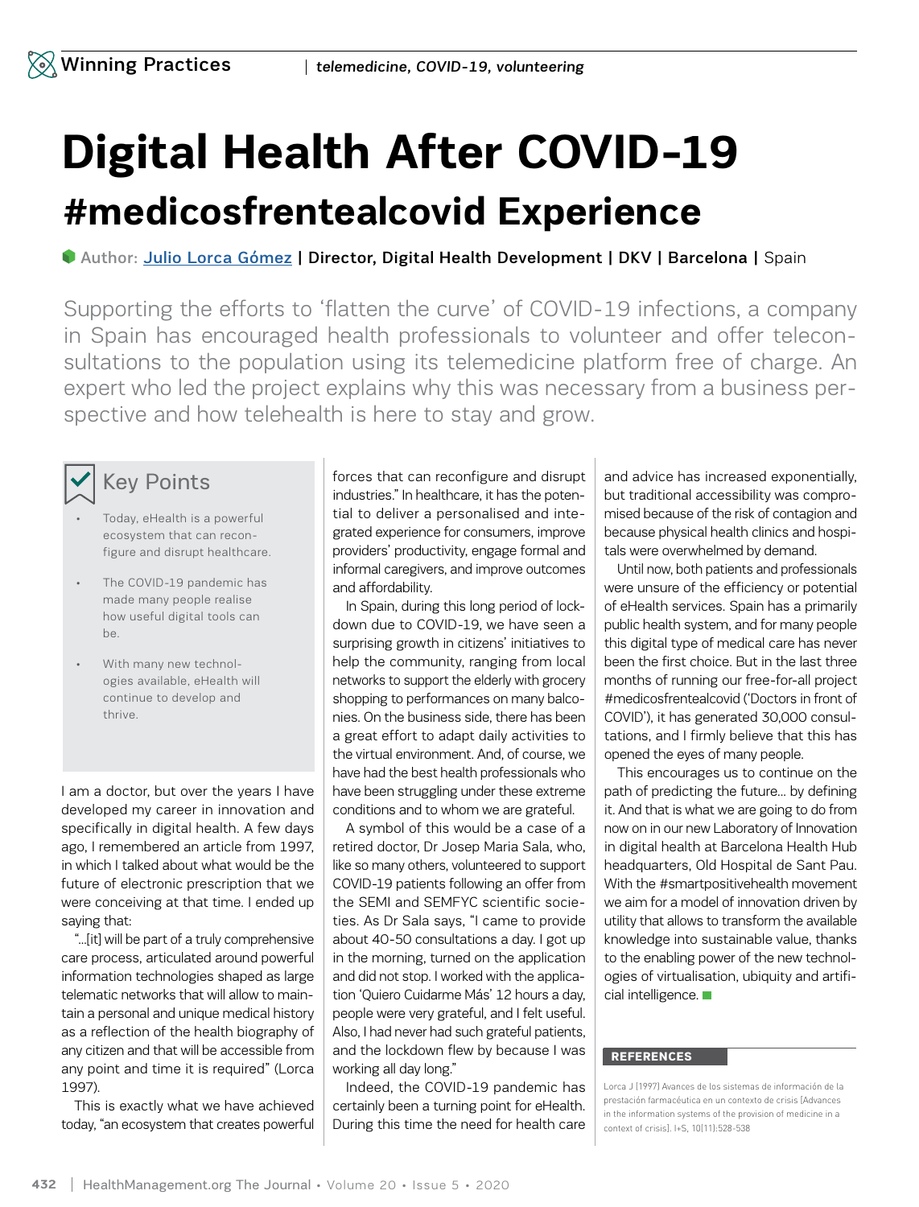Winning Practices | *telemedicine, COVID-19, volunteering*

# Digital Health After COVID-19

## #medicosfrentealcovid Experience

**Author:** Julio Lorca Gómez | Director, Digital Health Development | DKV | Barcelona | Spain

Supporting the efforts to 'flatten the curve' of COVID-19 infections, a company in Spain has encouraged health professionals to volunteer and offer teleconsultations to the population using its telemedicine platform free of charge. An expert who led the project explains why this was necessary from a business perspective and how telehealth is here to stay and grow.

### Key Points

- Today, eHealth is a powerful ecosystem that can reconfigure and disrupt healthcare.
- The COVID-19 pandemic has made many people realise how useful digital tools can be.
- With many new technologies available, eHealth will continue to develop and thrive.

I am a doctor, but over the years I have developed my career in innovation and specifically in digital health. A few days ago, I remembered an article from 1997, in which I talked about what would be the future of electronic prescription that we were conceiving at that time. I ended up saying that:

"...[it] will be part of a truly comprehensive care process, articulated around powerful information technologies shaped as large telematic networks that will allow to maintain a personal and unique medical history as a reflection of the health biography of any citizen and that will be accessible from any point and time it is required" (Lorca 1997).

This is exactly what we have achieved today, "an ecosystem that creates powerful forces that can reconfigure and disrupt industries." In healthcare, it has the potential to deliver a personalised and integrated experience for consumers, improve providers' productivity, engage formal and informal caregivers, and improve outcomes and affordability.

In Spain, during this long period of lockdown due to COVID-19, we have seen a surprising growth in citizens' initiatives to help the community, ranging from local networks to support the elderly with grocery shopping to performances on many balconies. On the business side, there has been a great effort to adapt daily activities to the virtual environment. And, of course, we have had the best health professionals who have been struggling under these extreme conditions and to whom we are grateful.

A symbol of this would be a case of a retired doctor, Dr Josep Maria Sala, who, like so many others, volunteered to support COVID-19 patients following an offer from the SEMI and SEMFYC scientific societies. As Dr Sala says, "I came to provide about 40-50 consultations a day. I got up in the morning, turned on the application and did not stop. I worked with the application 'Quiero Cuidarme Más' 12 hours a day, people were very grateful, and I felt useful. Also, I had never had such grateful patients, and the lockdown flew by because I was working all day long."

Indeed, the COVID-19 pandemic has certainly been a turning point for eHealth. During this time the need for health care and advice has increased exponentially, but traditional accessibility was compromised because of the risk of contagion and because physical health clinics and hospitals were overwhelmed by demand.

Until now, both patients and professionals were unsure of the efficiency or potential of eHealth services. Spain has a primarily public health system, and for many people this digital type of medical care has never been the first choice. But in the last three months of running our free-for-all project #medicosfrentealcovid ('Doctors in front of COVID'), it has generated 30,000 consultations, and I firmly believe that this has opened the eyes of many people.

This encourages us to continue on the path of predicting the future... by defining it. And that is what we are going to do from now on in our new Laboratory of Innovation in digital health at Barcelona Health Hub headquarters, Old Hospital de Sant Pau. With the #smartpositivehealth movement we aim for a model of innovation driven by utility that allows to transform the available knowledge into sustainable value, thanks to the enabling power of the new technologies of virtualisation, ubiquity and artificial intelligence.

### REFERENCES

Lorca J (1997) Avances de los sistemas de información de la prestación farmacéutica en un contexto de crisis [Advances in the information systems of the provision of medicine in a context of crisis]. I+S, 10(11):528-538